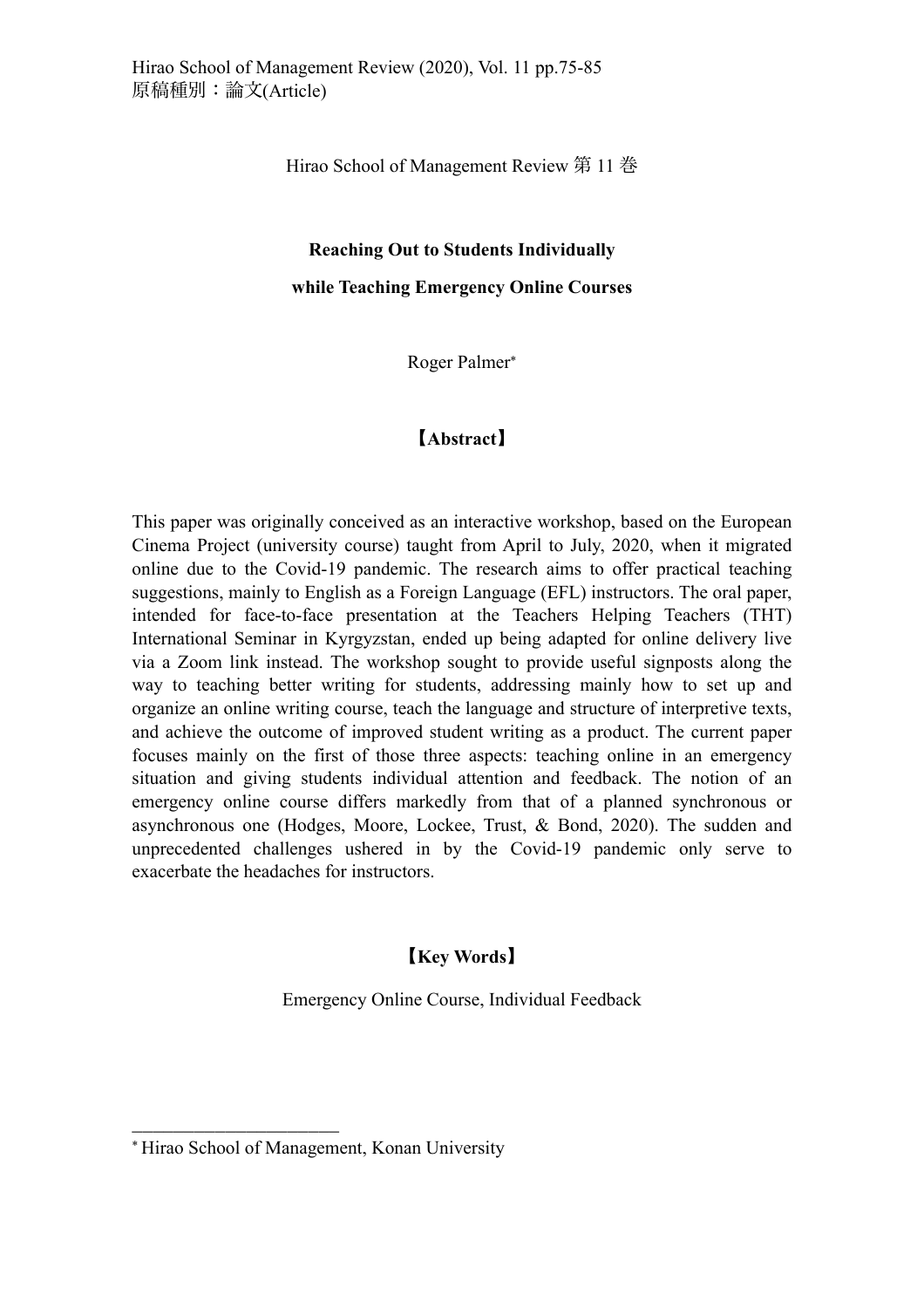原稿種別：論文(Article)

Hirao School of Management Review 第 11 巻

# Reaching Out to Students Individually while Teaching Emergency Online Courses

Roger Palmer*

## 【Abstract】

This paper was originally conceived as an interactive workshop, based on the European Cinema Project (university course) taught from April to July, 2020, when it migrated online due to the Covid-19 pandemic. The research aims to offer practical teaching suggestions, mainly to English as a Foreign Language (EFL) instructors. The oral paper, intended for face-to-face presentation at the Teachers Helping Teachers (THT) International Seminar in Kyrgyzstan, ended up being adapted for online delivery live via a Zoom link instead. The workshop sought to provide useful signposts along the way to teaching better writing for students, addressing mainly how to set up and organize an online writing course, teach the language and structure of interpretive texts, and achieve the outcome of improved student writing as a product. The current paper focuses mainly on the first of those three aspects: teaching online in an emergency situation and giving students individual attention and feedback. The notion of an emergency online course differs markedly from that of a planned synchronous or asynchronous one (Hodges, Moore, Lockee, Trust, & Bond, 2020). The sudden and unprecedented challenges ushered in by the Covid-19 pandemic only serve to exacerbate the headaches for instructors.

## 【Key Words】

Emergency Online Course, Individual Feedback

---

* Hirao School of Management, Konan University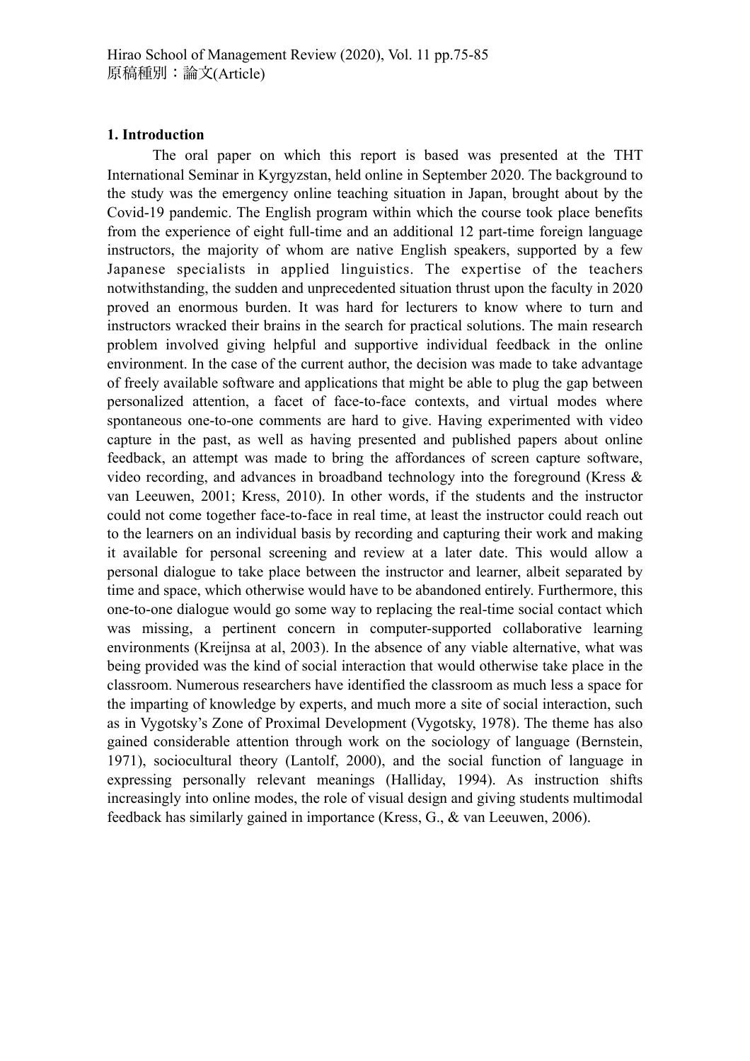## 1. Introduction

The oral paper on which this report is based was presented at the THT International Seminar in Kyrgyzstan, held online in September 2020. The background to the study was the emergency online teaching situation in Japan, brought about by the Covid-19 pandemic. The English program within which the course took place benefits from the experience of eight full-time and an additional 12 part-time foreign language instructors, the majority of whom are native English speakers, supported by a few Japanese specialists in applied linguistics. The expertise of the teachers notwithstanding, the sudden and unprecedented situation thrust upon the faculty in 2020 proved an enormous burden. It was hard for lecturers to know where to turn and instructors wracked their brains in the search for practical solutions. The main research problem involved giving helpful and supportive individual feedback in the online environment. In the case of the current author, the decision was made to take advantage of freely available software and applications that might be able to plug the gap between personalized attention, a facet of face-to-face contexts, and virtual modes where spontaneous one-to-one comments are hard to give. Having experimented with video capture in the past, as well as having presented and published papers about online feedback, an attempt was made to bring the affordances of screen capture software, video recording, and advances in broadband technology into the foreground (Kress & van Leeuwen, 2001; Kress, 2010). In other words, if the students and the instructor could not come together face-to-face in real time, at least the instructor could reach out to the learners on an individual basis by recording and capturing their work and making it available for personal screening and review at a later date. This would allow a personal dialogue to take place between the instructor and learner, albeit separated by time and space, which otherwise would have to be abandoned entirely. Furthermore, this one-to-one dialogue would go some way to replacing the real-time social contact which was missing, a pertinent concern in computer-supported collaborative learning environments (Kreijnsa at al, 2003). In the absence of any viable alternative, what was being provided was the kind of social interaction that would otherwise take place in the classroom. Numerous researchers have identified the classroom as much less a space for the imparting of knowledge by experts, and much more a site of social interaction, such as in Vygotsky's Zone of Proximal Development (Vygotsky, 1978). The theme has also gained considerable attention through work on the sociology of language (Bernstein, 1971), sociocultural theory (Lantolf, 2000), and the social function of language in expressing personally relevant meanings (Halliday, 1994). As instruction shifts increasingly into online modes, the role of visual design and giving students multimodal feedback has similarly gained in importance (Kress, G., & van Leeuwen, 2006).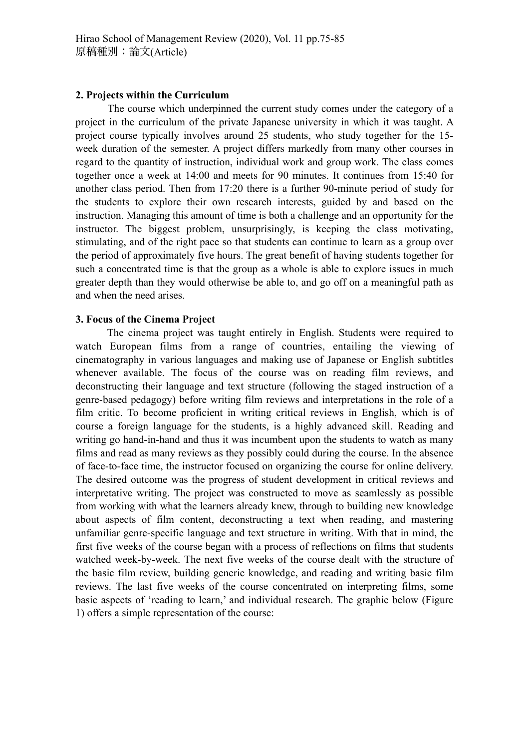## 2. Projects within the Curriculum

The course which underpinned the current study comes under the category of a project in the curriculum of the private Japanese university in which it was taught. A project course typically involves around 25 students, who study together for the 15-week duration of the semester. A project differs markedly from many other courses in regard to the quantity of instruction, individual work and group work. The class comes together once a week at 14:00 and meets for 90 minutes. It continues from 15:40 for another class period. Then from 17:20 there is a further 90-minute period of study for the students to explore their own research interests, guided by and based on the instruction. Managing this amount of time is both a challenge and an opportunity for the instructor. The biggest problem, unsurprisingly, is keeping the class motivating, stimulating, and of the right pace so that students can continue to learn as a group over the period of approximately five hours. The great benefit of having students together for such a concentrated time is that the group as a whole is able to explore issues in much greater depth than they would otherwise be able to, and go off on a meaningful path as and when the need arises.

## 3. Focus of the Cinema Project

The cinema project was taught entirely in English. Students were required to watch European films from a range of countries, entailing the viewing of cinematography in various languages and making use of Japanese or English subtitles whenever available. The focus of the course was on reading film reviews, and deconstructing their language and text structure (following the staged instruction of a genre-based pedagogy) before writing film reviews and interpretations in the role of a film critic. To become proficient in writing critical reviews in English, which is of course a foreign language for the students, is a highly advanced skill. Reading and writing go hand-in-hand and thus it was incumbent upon the students to watch as many films and read as many reviews as they possibly could during the course. In the absence of face-to-face time, the instructor focused on organizing the course for online delivery. The desired outcome was the progress of student development in critical reviews and interpretative writing. The project was constructed to move as seamlessly as possible from working with what the learners already knew, through to building new knowledge about aspects of film content, deconstructing a text when reading, and mastering unfamiliar genre-specific language and text structure in writing. With that in mind, the first five weeks of the course began with a process of reflections on films that students watched week-by-week. The next five weeks of the course dealt with the structure of the basic film review, building generic knowledge, and reading and writing basic film reviews. The last five weeks of the course concentrated on interpreting films, some basic aspects of 'reading to learn,' and individual research. The graphic below (Figure 1) offers a simple representation of the course: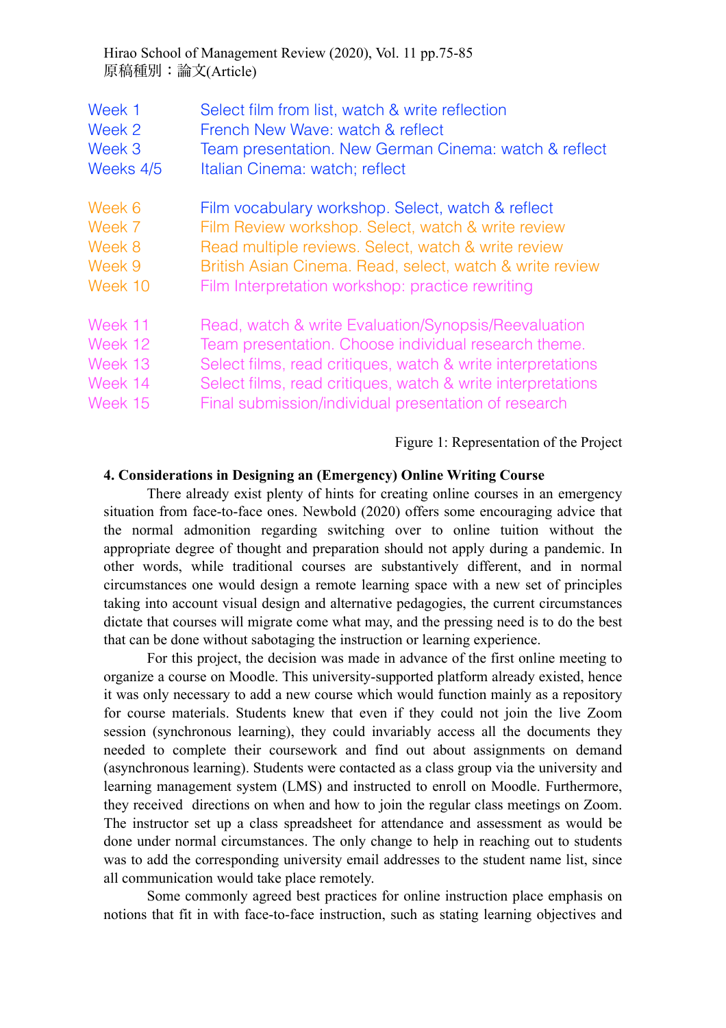| | |
|---|---|
| Week 1 | Select film from list, watch & write reflection |
| Week 2 | French New Wave: watch & reflect |
| Week 3 | Team presentation. New German Cinema: watch & reflect |
| Weeks 4/5 | Italian Cinema: watch; reflect |
| Week 6 | Film vocabulary workshop. Select, watch & reflect |
| Week 7 | Film Review workshop. Select, watch & write review |
| Week 8 | Read multiple reviews. Select, watch & write review |
| Week 9 | British Asian Cinema. Read, select, watch & write review |
| Week 10 | Film Interpretation workshop: practice rewriting |
| Week 11 | Read, watch & write Evaluation/Synopsis/Reevaluation |
| Week 12 | Team presentation. Choose individual research theme. |
| Week 13 | Select films, read critiques, watch & write interpretations |
| Week 14 | Select films, read critiques, watch & write interpretations |
| Week 15 | Final submission/individual presentation of research |

Figure 1: Representation of the Project

### 4. Considerations in Designing an (Emergency) Online Writing Course

There already exist plenty of hints for creating online courses in an emergency situation from face-to-face ones. Newbold (2020) offers some encouraging advice that the normal admonition regarding switching over to online tuition without the appropriate degree of thought and preparation should not apply during a pandemic. In other words, while traditional courses are substantively different, and in normal circumstances one would design a remote learning space with a new set of principles taking into account visual design and alternative pedagogies, the current circumstances dictate that courses will migrate come what may, and the pressing need is to do the best that can be done without sabotaging the instruction or learning experience.

For this project, the decision was made in advance of the first online meeting to organize a course on Moodle. This university-supported platform already existed, hence it was only necessary to add a new course which would function mainly as a repository for course materials. Students knew that even if they could not join the live Zoom session (synchronous learning), they could invariably access all the documents they needed to complete their coursework and find out about assignments on demand (asynchronous learning). Students were contacted as a class group via the university and learning management system (LMS) and instructed to enroll on Moodle. Furthermore, they received directions on when and how to join the regular class meetings on Zoom. The instructor set up a class spreadsheet for attendance and assessment as would be done under normal circumstances. The only change to help in reaching out to students was to add the corresponding university email addresses to the student name list, since all communication would take place remotely.

Some commonly agreed best practices for online instruction place emphasis on notions that fit in with face-to-face instruction, such as stating learning objectives and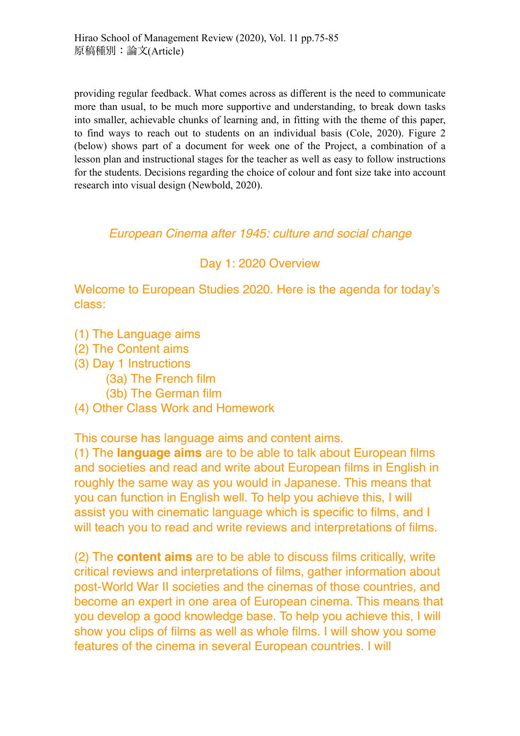providing regular feedback. What comes across as different is the need to communicate more than usual, to be much more supportive and understanding, to break down tasks into smaller, achievable chunks of learning and, in fitting with the theme of this paper, to find ways to reach out to students on an individual basis (Cole, 2020). Figure 2 (below) shows part of a document for week one of the Project, a combination of a lesson plan and instructional stages for the teacher as well as easy to follow instructions for the students. Decisions regarding the choice of colour and font size take into account research into visual design (Newbold, 2020).

*European Cinema after 1945: culture and social change*

Day 1: 2020 Overview

Welcome to European Studies 2020. Here is the agenda for today's class:

(1) The Language aims
(2) The Content aims
(3) Day 1 Instructions
    (3a) The French film
    (3b) The German film
(4) Other Class Work and Homework

This course has language aims and content aims.
(1) The **language aims** are to be able to talk about European films and societies and read and write about European films in English in roughly the same way as you would in Japanese. This means that you can function in English well. To help you achieve this, I will assist you with cinematic language which is specific to films, and I will teach you to read and write reviews and interpretations of films.

(2) The **content aims** are to be able to discuss films critically, write critical reviews and interpretations of films, gather information about post-World War II societies and the cinemas of those countries, and become an expert in one area of European cinema. This means that you develop a good knowledge base. To help you achieve this, I will show you clips of films as well as whole films. I will show you some features of the cinema in several European countries. I will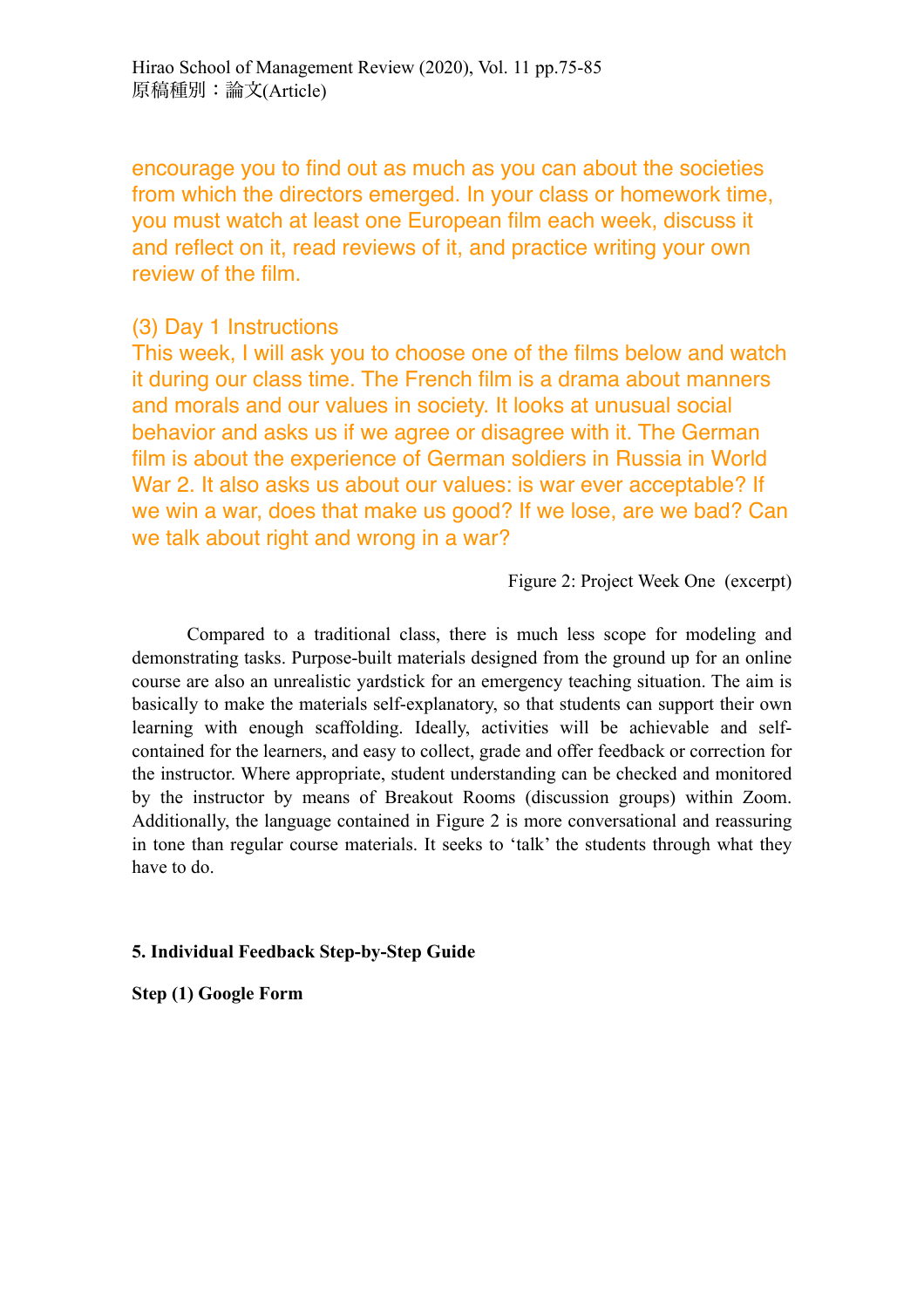encourage you to find out as much as you can about the societies from which the directors emerged. In your class or homework time, you must watch at least one European film each week, discuss it and reflect on it, read reviews of it, and practice writing your own review of the film.

(3) Day 1 Instructions

This week, I will ask you to choose one of the films below and watch it during our class time. The French film is a drama about manners and morals and our values in society. It looks at unusual social behavior and asks us if we agree or disagree with it. The German film is about the experience of German soldiers in Russia in World War 2. It also asks us about our values: is war ever acceptable? If we win a war, does that make us good? If we lose, are we bad? Can we talk about right and wrong in a war?

Figure 2: Project Week One (excerpt)

Compared to a traditional class, there is much less scope for modeling and demonstrating tasks. Purpose-built materials designed from the ground up for an online course are also an unrealistic yardstick for an emergency teaching situation. The aim is basically to make the materials self-explanatory, so that students can support their own learning with enough scaffolding. Ideally, activities will be achievable and self-contained for the learners, and easy to collect, grade and offer feedback or correction for the instructor. Where appropriate, student understanding can be checked and monitored by the instructor by means of Breakout Rooms (discussion groups) within Zoom. Additionally, the language contained in Figure 2 is more conversational and reassuring in tone than regular course materials. It seeks to 'talk' the students through what they have to do.

## 5. Individual Feedback Step-by-Step Guide

**Step (1) Google Form**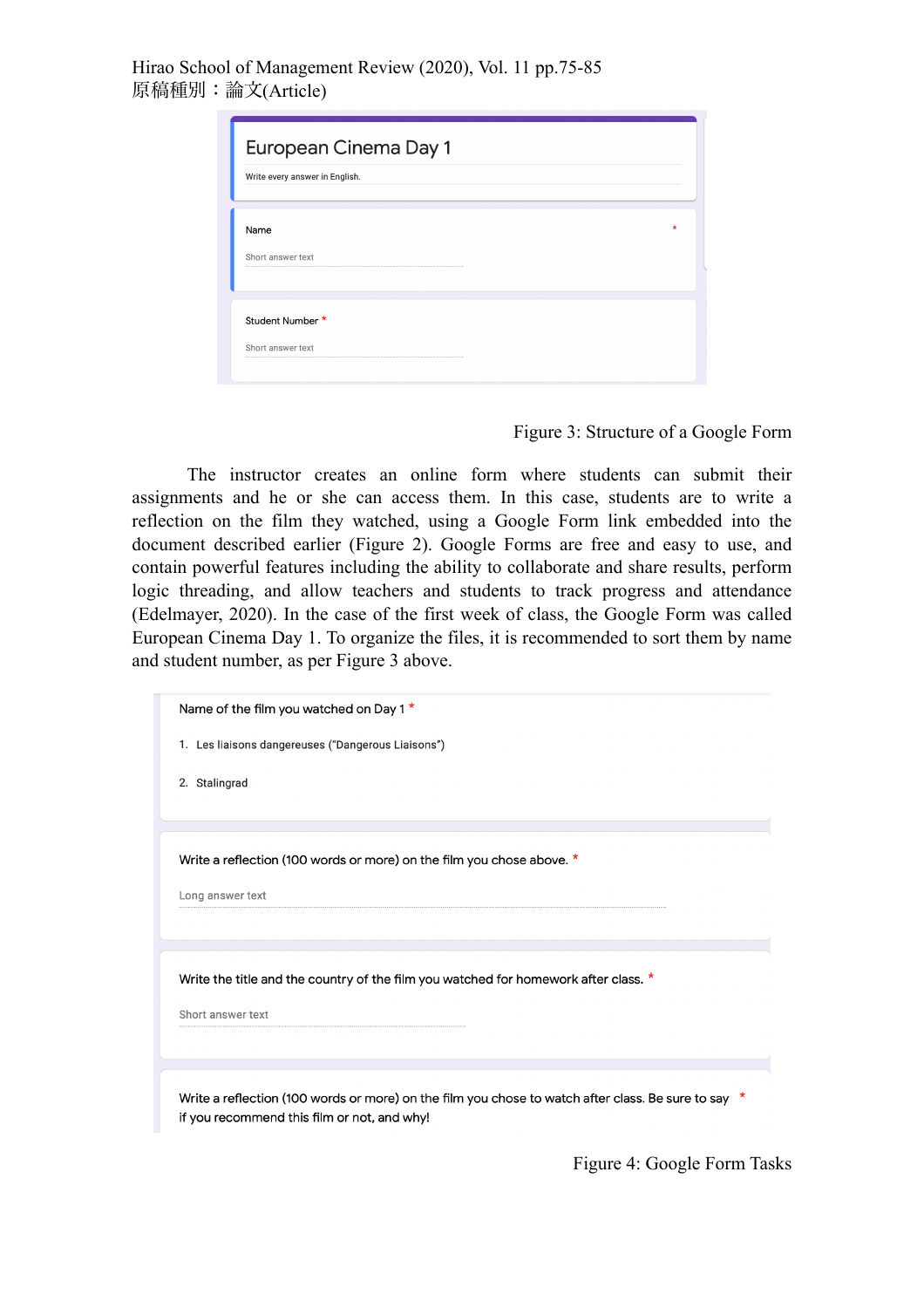European Cinema Day 1

Write every answer in English.

Name *

Short answer text

Student Number *

Short answer text

Figure 3: Structure of a Google Form

The instructor creates an online form where students can submit their assignments and he or she can access them. In this case, students are to write a reflection on the film they watched, using a Google Form link embedded into the document described earlier (Figure 2). Google Forms are free and easy to use, and contain powerful features including the ability to collaborate and share results, perform logic threading, and allow teachers and students to track progress and attendance (Edelmayer, 2020). In the case of the first week of class, the Google Form was called European Cinema Day 1. To organize the files, it is recommended to sort them by name and student number, as per Figure 3 above.

Name of the film you watched on Day 1 *

1. Les liaisons dangereuses ("Dangerous Liaisons")
2. Stalingrad

Write a reflection (100 words or more) on the film you chose above. *

Long answer text

Write the title and the country of the film you watched for homework after class. *

Short answer text

Write a reflection (100 words or more) on the film you chose to watch after class. Be sure to say if you recommend this film or not, and why! *

Figure 4: Google Form Tasks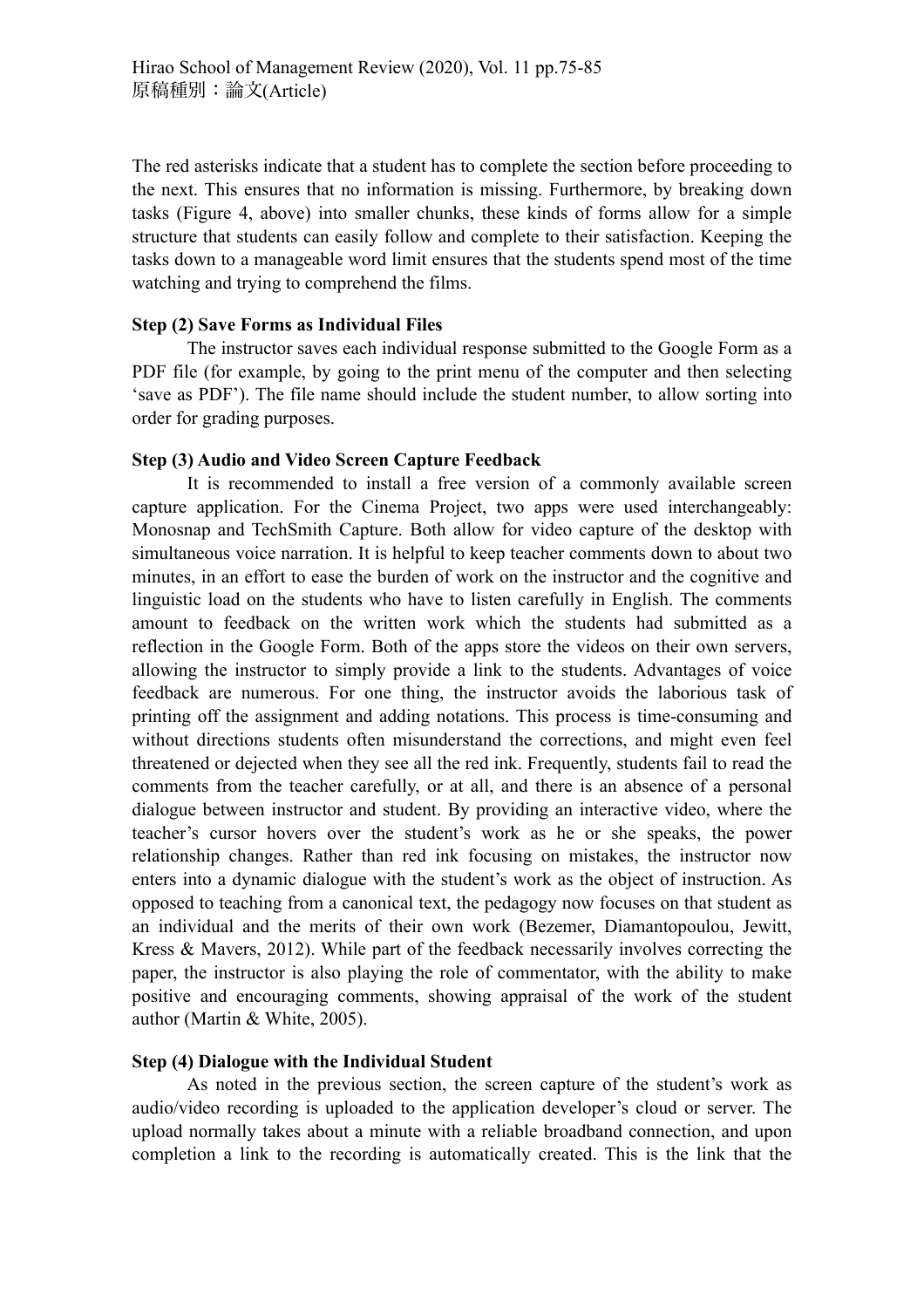The red asterisks indicate that a student has to complete the section before proceeding to the next. This ensures that no information is missing. Furthermore, by breaking down tasks (Figure 4, above) into smaller chunks, these kinds of forms allow for a simple structure that students can easily follow and complete to their satisfaction. Keeping the tasks down to a manageable word limit ensures that the students spend most of the time watching and trying to comprehend the films.

**Step (2) Save Forms as Individual Files**

The instructor saves each individual response submitted to the Google Form as a PDF file (for example, by going to the print menu of the computer and then selecting 'save as PDF'). The file name should include the student number, to allow sorting into order for grading purposes.

**Step (3) Audio and Video Screen Capture Feedback**

It is recommended to install a free version of a commonly available screen capture application. For the Cinema Project, two apps were used interchangeably: Monosnap and TechSmith Capture. Both allow for video capture of the desktop with simultaneous voice narration. It is helpful to keep teacher comments down to about two minutes, in an effort to ease the burden of work on the instructor and the cognitive and linguistic load on the students who have to listen carefully in English. The comments amount to feedback on the written work which the students had submitted as a reflection in the Google Form. Both of the apps store the videos on their own servers, allowing the instructor to simply provide a link to the students. Advantages of voice feedback are numerous. For one thing, the instructor avoids the laborious task of printing off the assignment and adding notations. This process is time-consuming and without directions students often misunderstand the corrections, and might even feel threatened or dejected when they see all the red ink. Frequently, students fail to read the comments from the teacher carefully, or at all, and there is an absence of a personal dialogue between instructor and student. By providing an interactive video, where the teacher's cursor hovers over the student's work as he or she speaks, the power relationship changes. Rather than red ink focusing on mistakes, the instructor now enters into a dynamic dialogue with the student's work as the object of instruction. As opposed to teaching from a canonical text, the pedagogy now focuses on that student as an individual and the merits of their own work (Bezemer, Diamantopoulou, Jewitt, Kress & Mavers, 2012). While part of the feedback necessarily involves correcting the paper, the instructor is also playing the role of commentator, with the ability to make positive and encouraging comments, showing appraisal of the work of the student author (Martin & White, 2005).

**Step (4) Dialogue with the Individual Student**

As noted in the previous section, the screen capture of the student's work as audio/video recording is uploaded to the application developer's cloud or server. The upload normally takes about a minute with a reliable broadband connection, and upon completion a link to the recording is automatically created. This is the link that the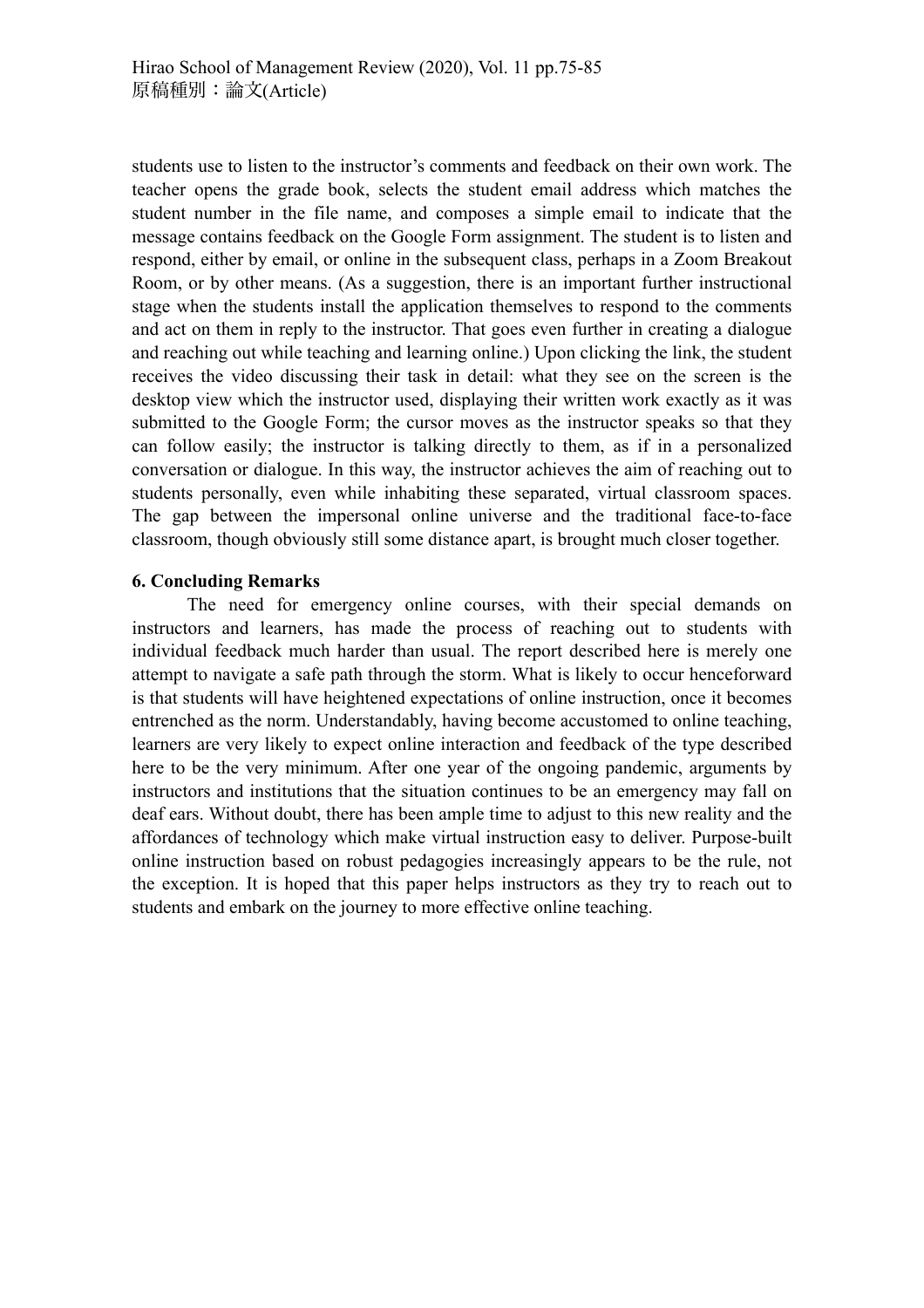students use to listen to the instructor's comments and feedback on their own work. The teacher opens the grade book, selects the student email address which matches the student number in the file name, and composes a simple email to indicate that the message contains feedback on the Google Form assignment. The student is to listen and respond, either by email, or online in the subsequent class, perhaps in a Zoom Breakout Room, or by other means. (As a suggestion, there is an important further instructional stage when the students install the application themselves to respond to the comments and act on them in reply to the instructor. That goes even further in creating a dialogue and reaching out while teaching and learning online.) Upon clicking the link, the student receives the video discussing their task in detail: what they see on the screen is the desktop view which the instructor used, displaying their written work exactly as it was submitted to the Google Form; the cursor moves as the instructor speaks so that they can follow easily; the instructor is talking directly to them, as if in a personalized conversation or dialogue. In this way, the instructor achieves the aim of reaching out to students personally, even while inhabiting these separated, virtual classroom spaces. The gap between the impersonal online universe and the traditional face-to-face classroom, though obviously still some distance apart, is brought much closer together.

## 6. Concluding Remarks

The need for emergency online courses, with their special demands on instructors and learners, has made the process of reaching out to students with individual feedback much harder than usual. The report described here is merely one attempt to navigate a safe path through the storm. What is likely to occur henceforward is that students will have heightened expectations of online instruction, once it becomes entrenched as the norm. Understandably, having become accustomed to online teaching, learners are very likely to expect online interaction and feedback of the type described here to be the very minimum. After one year of the ongoing pandemic, arguments by instructors and institutions that the situation continues to be an emergency may fall on deaf ears. Without doubt, there has been ample time to adjust to this new reality and the affordances of technology which make virtual instruction easy to deliver. Purpose-built online instruction based on robust pedagogies increasingly appears to be the rule, not the exception. It is hoped that this paper helps instructors as they try to reach out to students and embark on the journey to more effective online teaching.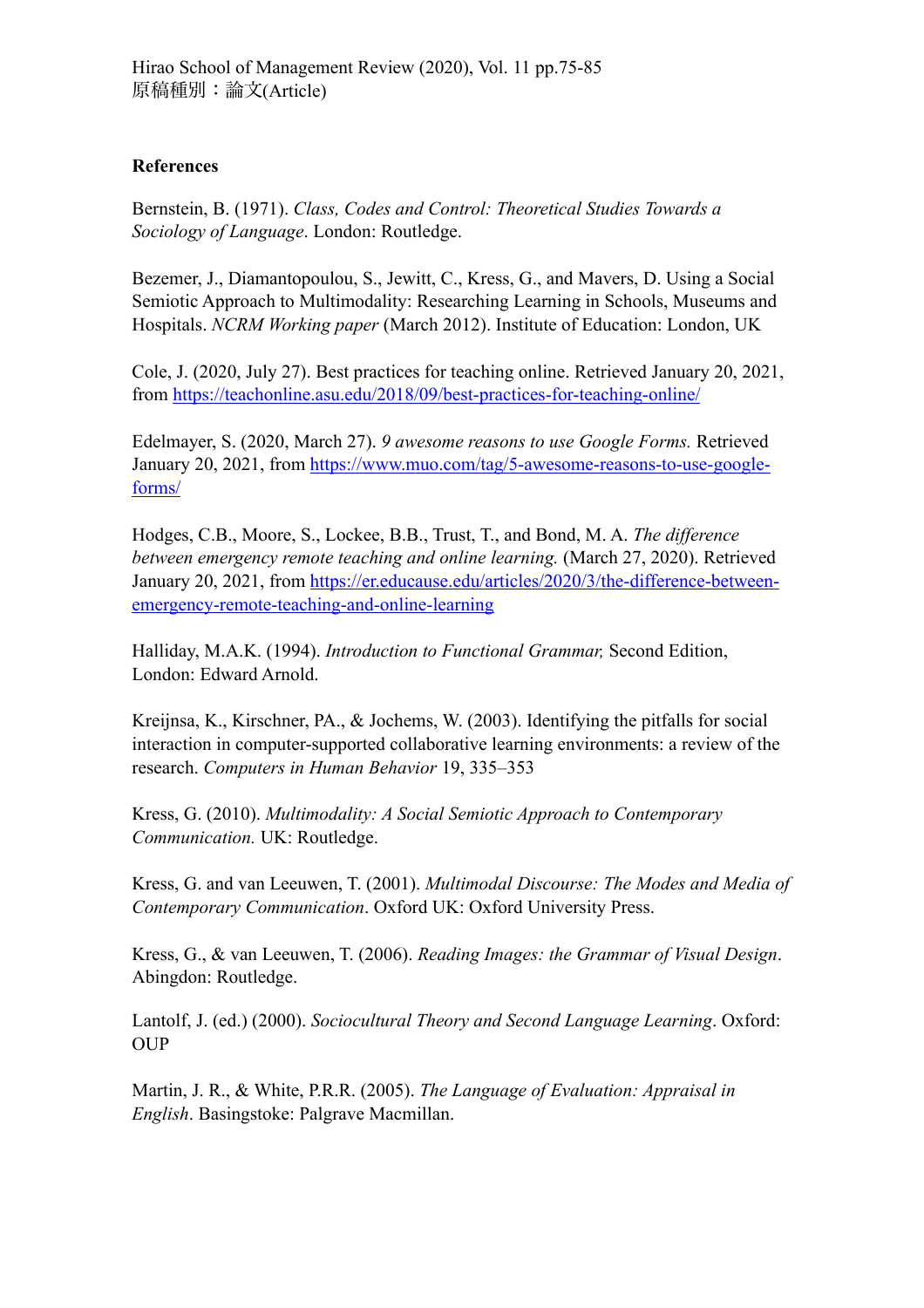**References**

Bernstein, B. (1971). *Class, Codes and Control: Theoretical Studies Towards a Sociology of Language*. London: Routledge.

Bezemer, J., Diamantopoulou, S., Jewitt, C., Kress, G., and Mavers, D. Using a Social Semiotic Approach to Multimodality: Researching Learning in Schools, Museums and Hospitals. *NCRM Working paper* (March 2012). Institute of Education: London, UK

Cole, J. (2020, July 27). Best practices for teaching online. Retrieved January 20, 2021, from https://teachonline.asu.edu/2018/09/best-practices-for-teaching-online/

Edelmayer, S. (2020, March 27). *9 awesome reasons to use Google Forms.* Retrieved January 20, 2021, from https://www.muo.com/tag/5-awesome-reasons-to-use-google-forms/

Hodges, C.B., Moore, S., Lockee, B.B., Trust, T., and Bond, M. A. *The difference between emergency remote teaching and online learning.* (March 27, 2020). Retrieved January 20, 2021, from https://er.educause.edu/articles/2020/3/the-difference-between-emergency-remote-teaching-and-online-learning

Halliday, M.A.K. (1994). *Introduction to Functional Grammar,* Second Edition, London: Edward Arnold.

Kreijnsa, K., Kirschner, PA., & Jochems, W. (2003). Identifying the pitfalls for social interaction in computer-supported collaborative learning environments: a review of the research. *Computers in Human Behavior* 19, 335–353

Kress, G. (2010). *Multimodality: A Social Semiotic Approach to Contemporary Communication.* UK: Routledge.

Kress, G. and van Leeuwen, T. (2001). *Multimodal Discourse: The Modes and Media of Contemporary Communication*. Oxford UK: Oxford University Press.

Kress, G., & van Leeuwen, T. (2006). *Reading Images: the Grammar of Visual Design*. Abingdon: Routledge.

Lantolf, J. (ed.) (2000). *Sociocultural Theory and Second Language Learning*. Oxford: OUP

Martin, J. R., & White, P.R.R. (2005). *The Language of Evaluation: Appraisal in English*. Basingstoke: Palgrave Macmillan.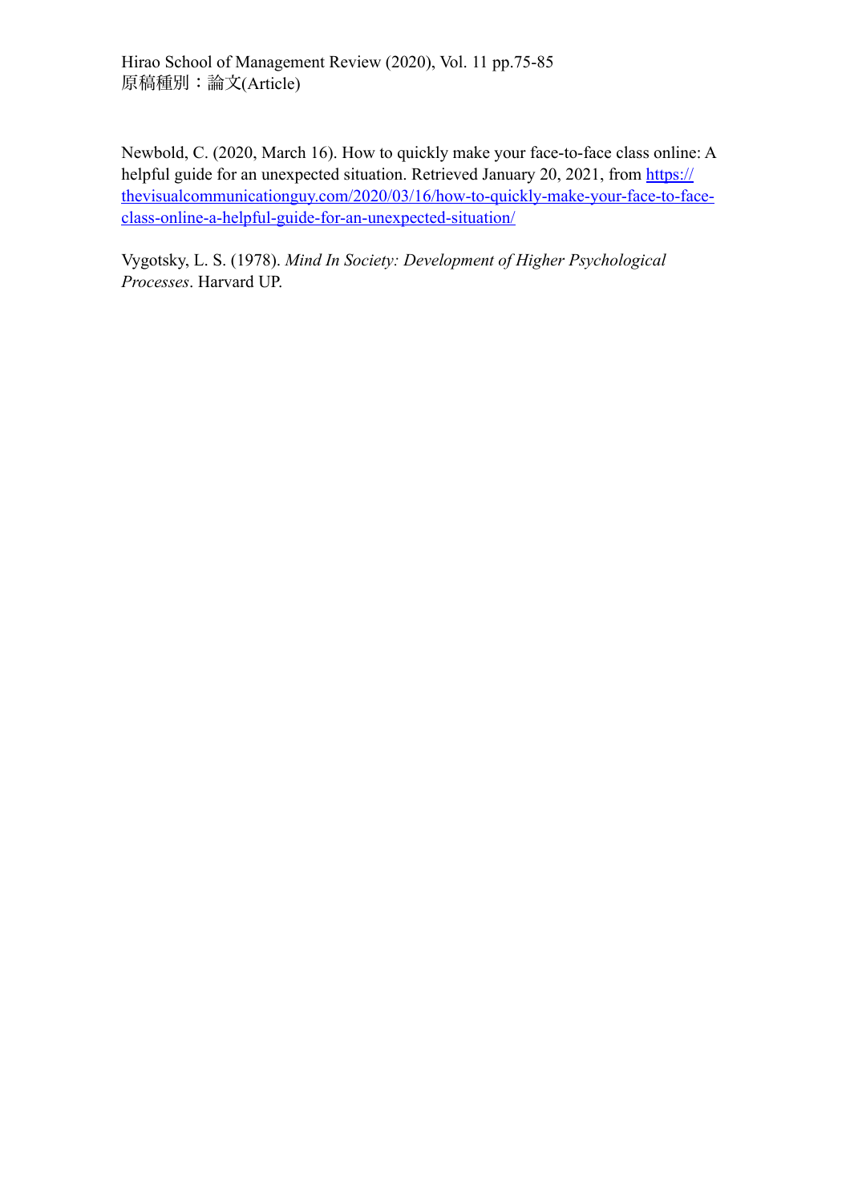Newbold, C. (2020, March 16). How to quickly make your face-to-face class online: A helpful guide for an unexpected situation. Retrieved January 20, 2021, from https://thevisualcommunicationguy.com/2020/03/16/how-to-quickly-make-your-face-to-face-class-online-a-helpful-guide-for-an-unexpected-situation/

Vygotsky, L. S. (1978). *Mind In Society: Development of Higher Psychological Processes*. Harvard UP.